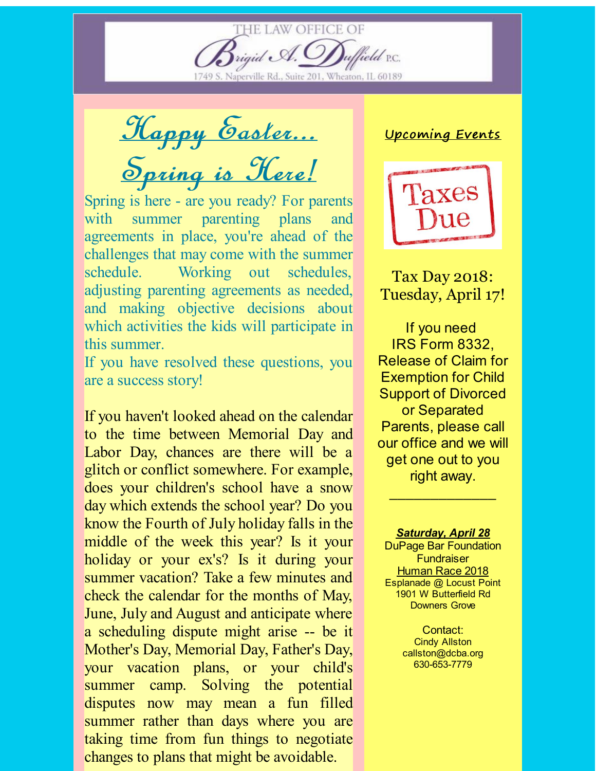THE LAW OFFICE OF

Brigid A. Duffield P.C.

1749 S. Naperville Rd., Suite 201, Wheaton, IL 60189

# Happy Easter... Spring is Here!

Spring is here - are you ready? For parents with summer parenting plans and agreements in place, you're ahead of the challenges that may come with the summer schedule. Working out schedules, adjusting parenting agreements as needed, and making objective decisions about which activities the kids will participate in this summer.

If you have resolved these questions, you are a success story!

If you haven't looked ahead on the calendar to the time between Memorial Day and Labor Day, chances are there will be a glitch or conflict somewhere. For example, does your children's school have a snow day which extends the school year? Do you know the Fourth of July holiday falls in the middle of the week this year? Is it your holiday or your ex's? Is it during your summer vacation? Take a few minutes and check the calendar for the months of May, June, July and August and anticipate where a scheduling dispute might arise -- be it Mother's Day, Memorial Day, Father's Day, your vacation plans, or your child's summer camp. Solving the potential disputes now may mean a fun filled summer rather than days where you are taking time from fun things to negotiate changes to plans that might be avoidable.

## Upcoming Events

Taxes Due

Tax Day 2018: Tuesday, April 17!

If you need IRS Form 8332, Release of Claim for Exemption for Child Support of Divorced or Separated Parents, please call our office and we will get one out to you right away.

---

***Saturday, April 28***

DuPage Bar Foundation Fundraiser

Human Race 2018

Esplanade @ Locust Point

1901 W Butterfield Rd

Downers Grove

Contact:

Cindy Allston

callston@dcba.org

630-653-7779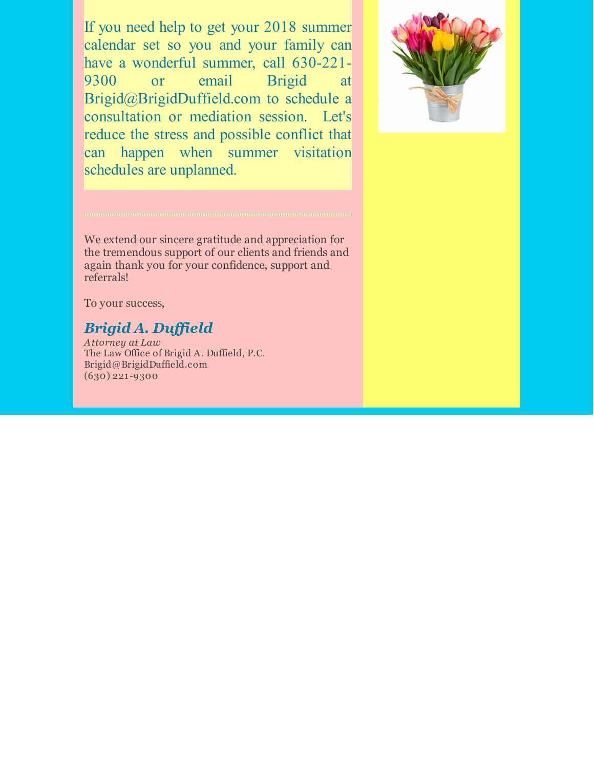If you need help to get your 2018 summer calendar set so you and your family can have a wonderful summer, call 630-221-9300 or email Brigid at Brigid@BrigidDuffield.com to schedule a consultation or mediation session. Let's reduce the stress and possible conflict that can happen when summer visitation schedules are unplanned.

---

We extend our sincere gratitude and appreciation for the tremendous support of our clients and friends and again thank you for your confidence, support and referrals!

To your success,

***Brigid A. Duffield***
*Attorney at Law*
The Law Office of Brigid A. Duffield, P.C.
Brigid@BrigidDuffield.com
(630) 221-9300